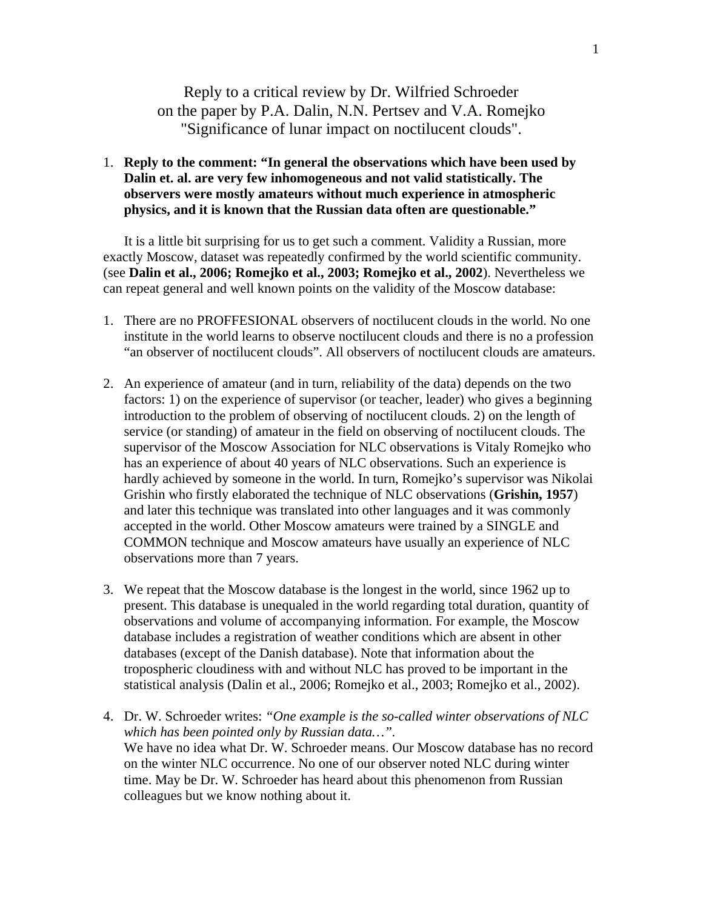Reply to a critical review by Dr. Wilfried Schroeder
on the paper by P.A. Dalin, N.N. Pertsev and V.A. Romejko
"Significance of lunar impact on noctilucent clouds".

1. **Reply to the comment: "In general the observations which have been used by Dalin et. al. are very few inhomogeneous and not valid statistically. The observers were mostly amateurs without much experience in atmospheric physics, and it is known that the Russian data often are questionable."**

It is a little bit surprising for us to get such a comment. Validity a Russian, more exactly Moscow, dataset was repeatedly confirmed by the world scientific community. (see **Dalin et al., 2006; Romejko et al., 2003; Romejko et al., 2002**). Nevertheless we can repeat general and well known points on the validity of the Moscow database:

1. There are no PROFFESIONAL observers of noctilucent clouds in the world. No one institute in the world learns to observe noctilucent clouds and there is no a profession "an observer of noctilucent clouds". All observers of noctilucent clouds are amateurs.

2. An experience of amateur (and in turn, reliability of the data) depends on the two factors: 1) on the experience of supervisor (or teacher, leader) who gives a beginning introduction to the problem of observing of noctilucent clouds. 2) on the length of service (or standing) of amateur in the field on observing of noctilucent clouds. The supervisor of the Moscow Association for NLC observations is Vitaly Romejko who has an experience of about 40 years of NLC observations. Such an experience is hardly achieved by someone in the world. In turn, Romejko's supervisor was Nikolai Grishin who firstly elaborated the technique of NLC observations (**Grishin, 1957**) and later this technique was translated into other languages and it was commonly accepted in the world. Other Moscow amateurs were trained by a SINGLE and COMMON technique and Moscow amateurs have usually an experience of NLC observations more than 7 years.

3. We repeat that the Moscow database is the longest in the world, since 1962 up to present. This database is unequaled in the world regarding total duration, quantity of observations and volume of accompanying information. For example, the Moscow database includes a registration of weather conditions which are absent in other databases (except of the Danish database). Note that information about the tropospheric cloudiness with and without NLC has proved to be important in the statistical analysis (Dalin et al., 2006; Romejko et al., 2003; Romejko et al., 2002).

4. Dr. W. Schroeder writes: *"One example is the so-called winter observations of NLC which has been pointed only by Russian data…"*.
   We have no idea what Dr. W. Schroeder means. Our Moscow database has no record on the winter NLC occurrence. No one of our observer noted NLC during winter time. May be Dr. W. Schroeder has heard about this phenomenon from Russian colleagues but we know nothing about it.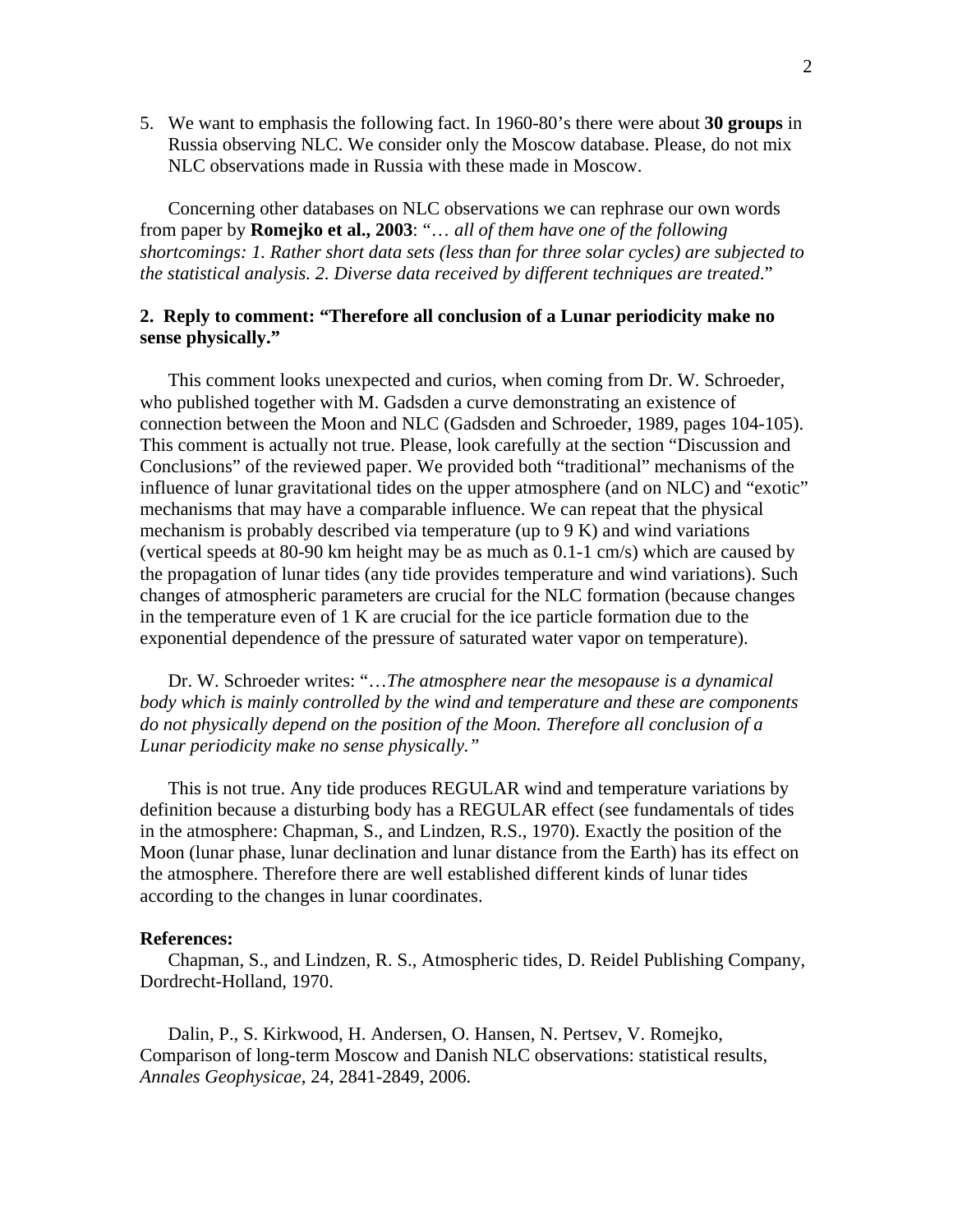5. We want to emphasis the following fact. In 1960-80's there were about **30 groups** in Russia observing NLC. We consider only the Moscow database. Please, do not mix NLC observations made in Russia with these made in Moscow.

Concerning other databases on NLC observations we can rephrase our own words from paper by **Romejko et al., 2003**: "… *all of them have one of the following shortcomings: 1. Rather short data sets (less than for three solar cycles) are subjected to the statistical analysis. 2. Diverse data received by different techniques are treated*."

### 2. Reply to comment: "Therefore all conclusion of a Lunar periodicity make no sense physically."

This comment looks unexpected and curios, when coming from Dr. W. Schroeder, who published together with M. Gadsden a curve demonstrating an existence of connection between the Moon and NLC (Gadsden and Schroeder, 1989, pages 104-105). This comment is actually not true. Please, look carefully at the section "Discussion and Conclusions" of the reviewed paper. We provided both "traditional" mechanisms of the influence of lunar gravitational tides on the upper atmosphere (and on NLC) and "exotic" mechanisms that may have a comparable influence. We can repeat that the physical mechanism is probably described via temperature (up to 9 K) and wind variations (vertical speeds at 80-90 km height may be as much as 0.1-1 cm/s) which are caused by the propagation of lunar tides (any tide provides temperature and wind variations). Such changes of atmospheric parameters are crucial for the NLC formation (because changes in the temperature even of 1 K are crucial for the ice particle formation due to the exponential dependence of the pressure of saturated water vapor on temperature).

Dr. W. Schroeder writes: "…*The atmosphere near the mesopause is a dynamical body which is mainly controlled by the wind and temperature and these are components do not physically depend on the position of the Moon. Therefore all conclusion of a Lunar periodicity make no sense physically."*

This is not true. Any tide produces REGULAR wind and temperature variations by definition because a disturbing body has a REGULAR effect (see fundamentals of tides in the atmosphere: Chapman, S., and Lindzen, R.S., 1970). Exactly the position of the Moon (lunar phase, lunar declination and lunar distance from the Earth) has its effect on the atmosphere. Therefore there are well established different kinds of lunar tides according to the changes in lunar coordinates.

**References:**

Chapman, S., and Lindzen, R. S., Atmospheric tides, D. Reidel Publishing Company, Dordrecht-Holland, 1970.

Dalin, P., S. Kirkwood, H. Andersen, O. Hansen, N. Pertsev, V. Romejko, Comparison of long-term Moscow and Danish NLC observations: statistical results, *Annales Geophysicae*, 24, 2841-2849, 2006.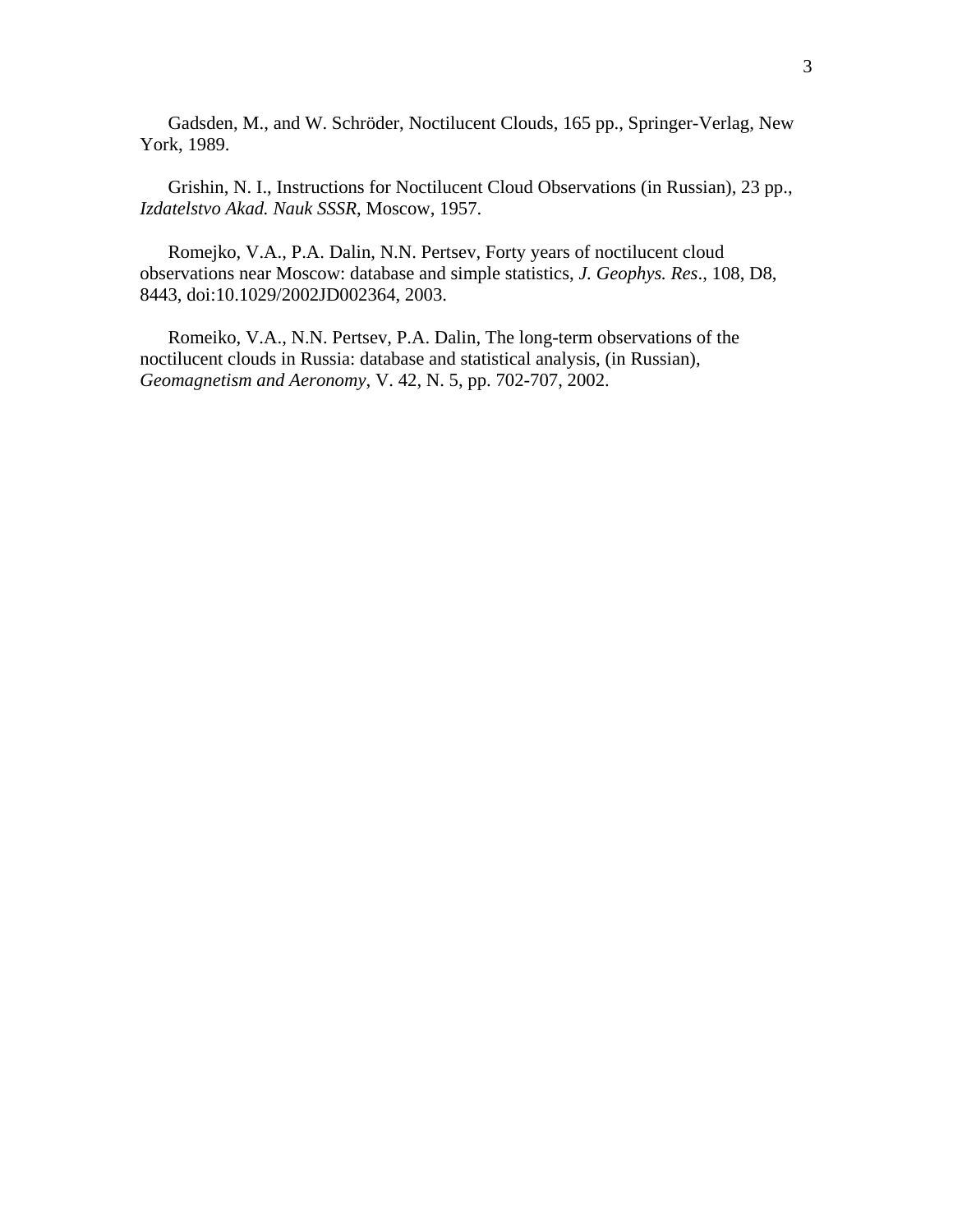Gadsden, M., and W. Schröder, Noctilucent Clouds, 165 pp., Springer-Verlag, New York, 1989.

Grishin, N. I., Instructions for Noctilucent Cloud Observations (in Russian), 23 pp., *Izdatelstvo Akad. Nauk SSSR*, Moscow, 1957.

Romejko, V.A., P.A. Dalin, N.N. Pertsev, Forty years of noctilucent cloud observations near Moscow: database and simple statistics, *J. Geophys. Res*., 108, D8, 8443, doi:10.1029/2002JD002364, 2003.

Romeiko, V.A., N.N. Pertsev, P.A. Dalin, The long-term observations of the noctilucent clouds in Russia: database and statistical analysis, (in Russian), *Geomagnetism and Aeronomy*, V. 42, N. 5, pp. 702-707, 2002.